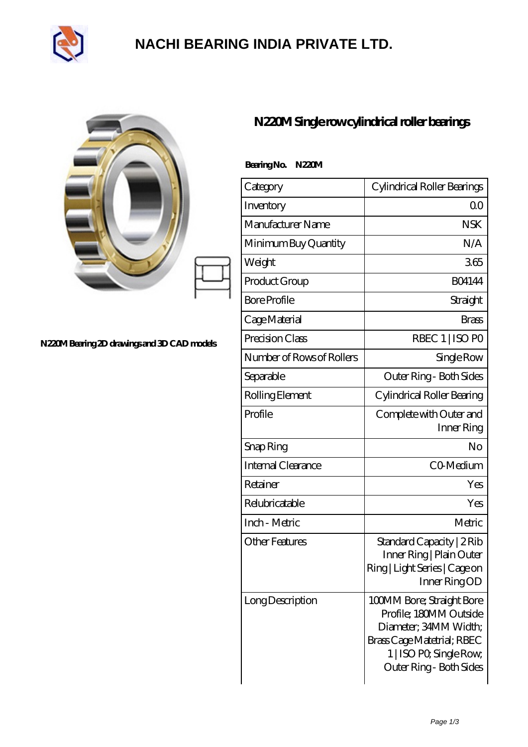# NACHI BEARING INDIA PRIVATE LTD.

N220M Bearing 2D drawings and 3D CAD models

## N220M Single row cylindrical roller bearings

**Bearing No. N220M**

| Category | Cylindrical Roller Bearings |
|---|---|
| Inventory | 0.0 |
| Manufacturer Name | NSK |
| Minimum Buy Quantity | N/A |
| Weight | 3.65 |
| Product Group | B04144 |
| Bore Profile | Straight |
| Cage Material | Brass |
| Precision Class | RBEC 1 \| ISO P0 |
| Number of Rows of Rollers | Single Row |
| Separable | Outer Ring - Both Sides |
| Rolling Element | Cylindrical Roller Bearing |
| Profile | Complete with Outer and Inner Ring |
| Snap Ring | No |
| Internal Clearance | C0-Medium |
| Retainer | Yes |
| Relubricatable | Yes |
| Inch - Metric | Metric |
| Other Features | Standard Capacity \| 2 Rib Inner Ring \| Plain Outer Ring \| Light Series \| Cage on Inner Ring OD |
| Long Description | 100MM Bore; Straight Bore Profile; 180MM Outside Diameter; 34MM Width; Brass Cage Matetrial; RBEC 1 \| ISO P0; Single Row; Outer Ring - Both Sides |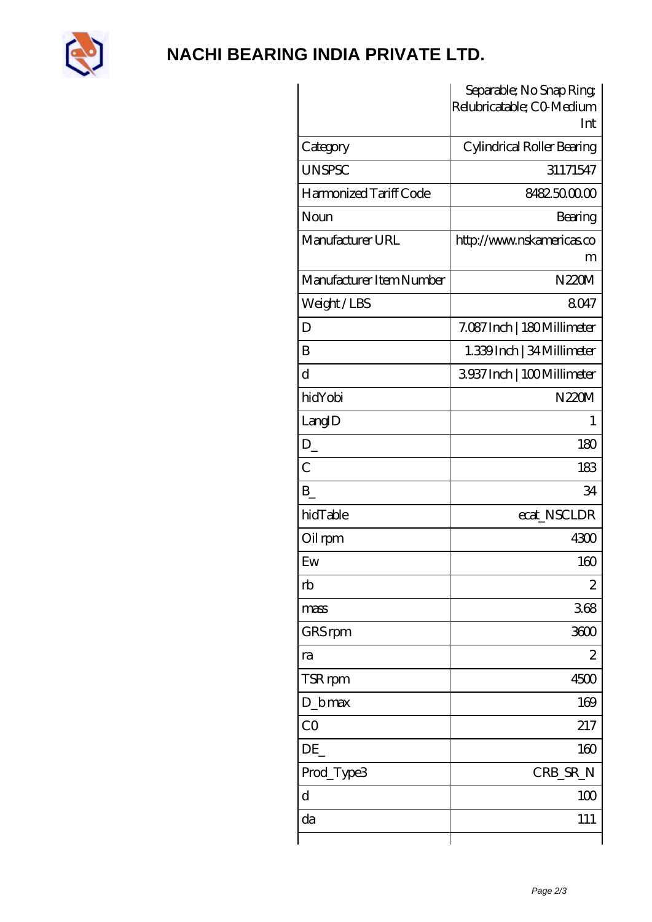# NACHI BEARING INDIA PRIVATE LTD.

| | Separable; No Snap Ring; Relubricatable; C0-Medium Int |
|---|---|
| Category | Cylindrical Roller Bearing |
| UNSPSC | 31171547 |
| Harmonized Tariff Code | 8482.50.00.00 |
| Noun | Bearing |
| Manufacturer URL | http://www.nskamericas.com |
| Manufacturer Item Number | N220M |
| Weight / LBS | 8.047 |
| D | 7.087 Inch \| 180 Millimeter |
| B | 1.339 Inch \| 34 Millimeter |
| d | 3.937 Inch \| 100 Millimeter |
| hidYobi | N220M |
| LangID | 1 |
| D_ | 180 |
| C | 183 |
| B_ | 34 |
| hidTable | ecat_NSCLDR |
| Oil rpm | 4300 |
| Ew | 160 |
| rb | 2 |
| mass | 3.68 |
| GRS rpm | 3600 |
| ra | 2 |
| TSR rpm | 4500 |
| D_b max | 169 |
| C0 | 217 |
| DE_ | 160 |
| Prod_Type3 | CRB_SR_N |
| d | 100 |
| da | 111 |
| | |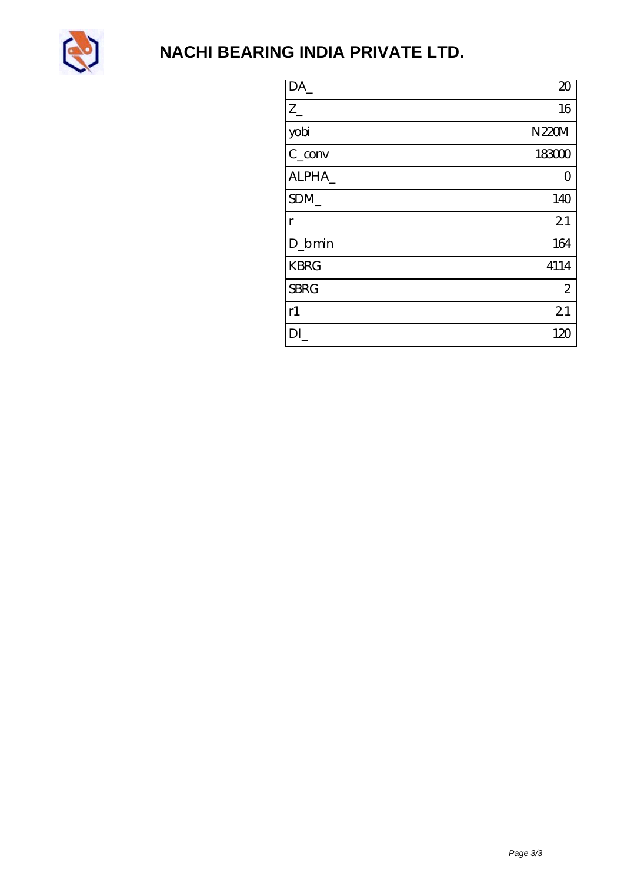# NACHI BEARING INDIA PRIVATE LTD.

| | |
|---|---|
| DA_ | 20 |
| Z_ | 16 |
| yobi | N220M |
| C_conv | 183000 |
| ALPHA_ | 0 |
| SDM_ | 140 |
| r | 2.1 |
| D_bmin | 164 |
| KBRG | 4114 |
| SBRG | 2 |
| r1 | 2.1 |
| DI_ | 120 |